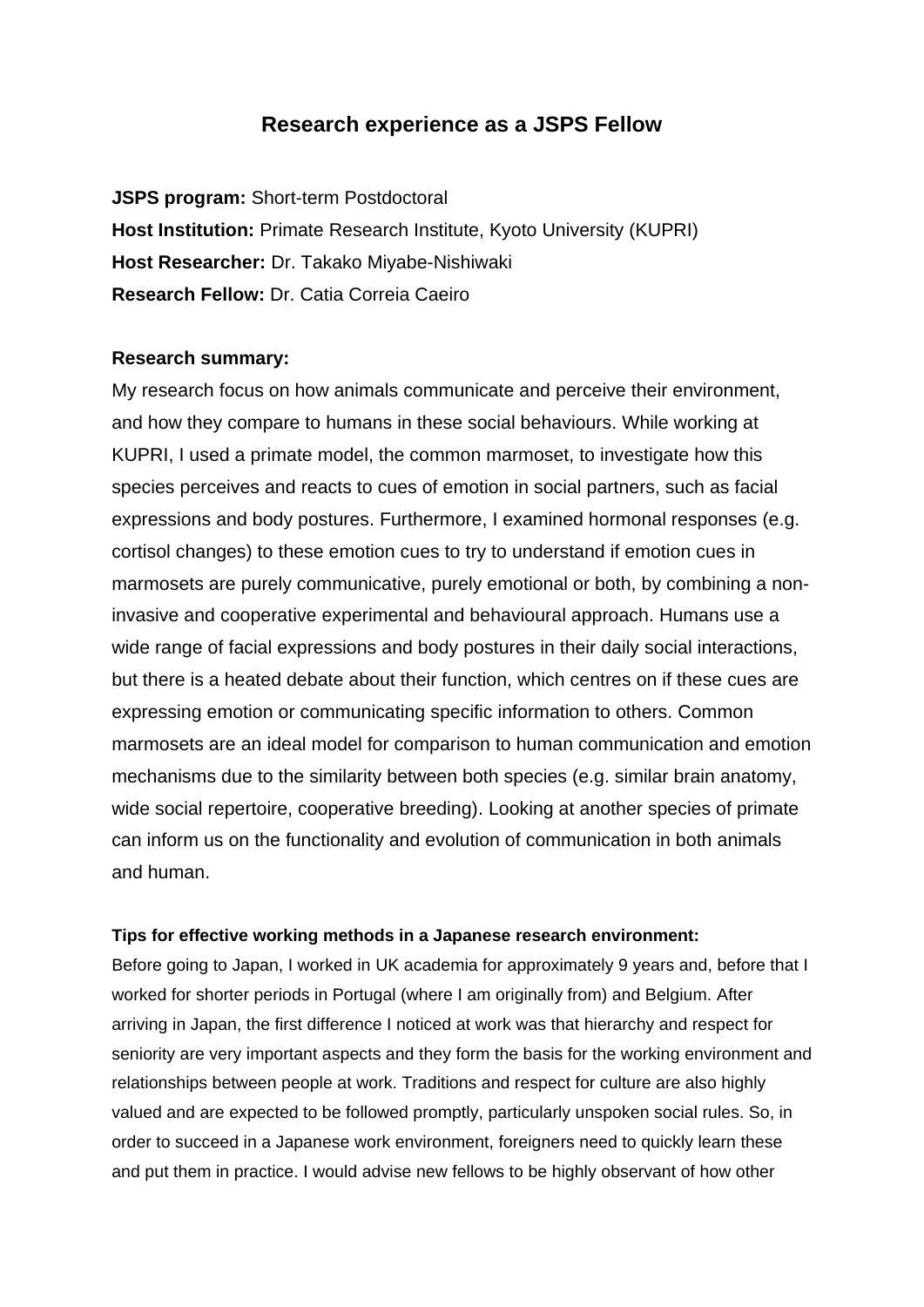# Research experience as a JSPS Fellow

**JSPS program:** Short-term Postdoctoral
**Host Institution:** Primate Research Institute, Kyoto University (KUPRI)
**Host Researcher:** Dr. Takako Miyabe-Nishiwaki
**Research Fellow:** Dr. Catia Correia Caeiro

**Research summary:**

My research focus on how animals communicate and perceive their environment, and how they compare to humans in these social behaviours. While working at KUPRI, I used a primate model, the common marmoset, to investigate how this species perceives and reacts to cues of emotion in social partners, such as facial expressions and body postures. Furthermore, I examined hormonal responses (e.g. cortisol changes) to these emotion cues to try to understand if emotion cues in marmosets are purely communicative, purely emotional or both, by combining a non-invasive and cooperative experimental and behavioural approach. Humans use a wide range of facial expressions and body postures in their daily social interactions, but there is a heated debate about their function, which centres on if these cues are expressing emotion or communicating specific information to others. Common marmosets are an ideal model for comparison to human communication and emotion mechanisms due to the similarity between both species (e.g. similar brain anatomy, wide social repertoire, cooperative breeding). Looking at another species of primate can inform us on the functionality and evolution of communication in both animals and human.

**Tips for effective working methods in a Japanese research environment:**

Before going to Japan, I worked in UK academia for approximately 9 years and, before that I worked for shorter periods in Portugal (where I am originally from) and Belgium. After arriving in Japan, the first difference I noticed at work was that hierarchy and respect for seniority are very important aspects and they form the basis for the working environment and relationships between people at work. Traditions and respect for culture are also highly valued and are expected to be followed promptly, particularly unspoken social rules. So, in order to succeed in a Japanese work environment, foreigners need to quickly learn these and put them in practice. I would advise new fellows to be highly observant of how other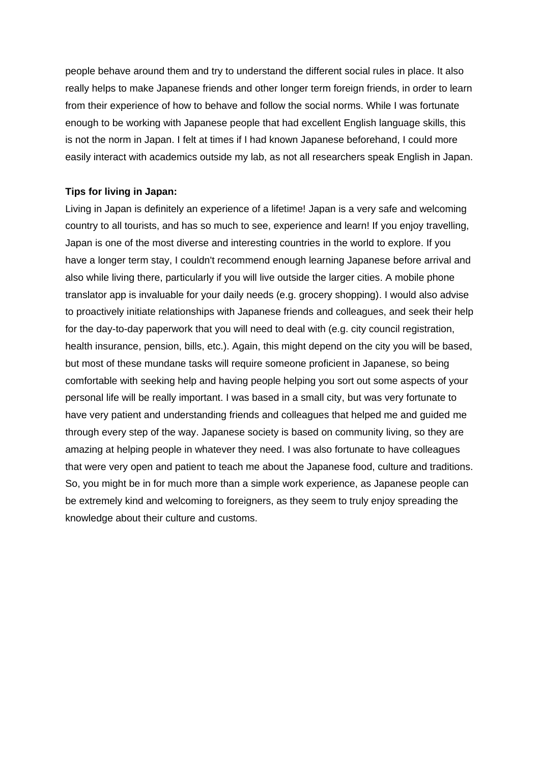people behave around them and try to understand the different social rules in place. It also really helps to make Japanese friends and other longer term foreign friends, in order to learn from their experience of how to behave and follow the social norms. While I was fortunate enough to be working with Japanese people that had excellent English language skills, this is not the norm in Japan. I felt at times if I had known Japanese beforehand, I could more easily interact with academics outside my lab, as not all researchers speak English in Japan.

**Tips for living in Japan:**

Living in Japan is definitely an experience of a lifetime! Japan is a very safe and welcoming country to all tourists, and has so much to see, experience and learn! If you enjoy travelling, Japan is one of the most diverse and interesting countries in the world to explore. If you have a longer term stay, I couldn't recommend enough learning Japanese before arrival and also while living there, particularly if you will live outside the larger cities. A mobile phone translator app is invaluable for your daily needs (e.g. grocery shopping). I would also advise to proactively initiate relationships with Japanese friends and colleagues, and seek their help for the day-to-day paperwork that you will need to deal with (e.g. city council registration, health insurance, pension, bills, etc.). Again, this might depend on the city you will be based, but most of these mundane tasks will require someone proficient in Japanese, so being comfortable with seeking help and having people helping you sort out some aspects of your personal life will be really important. I was based in a small city, but was very fortunate to have very patient and understanding friends and colleagues that helped me and guided me through every step of the way. Japanese society is based on community living, so they are amazing at helping people in whatever they need. I was also fortunate to have colleagues that were very open and patient to teach me about the Japanese food, culture and traditions. So, you might be in for much more than a simple work experience, as Japanese people can be extremely kind and welcoming to foreigners, as they seem to truly enjoy spreading the knowledge about their culture and customs.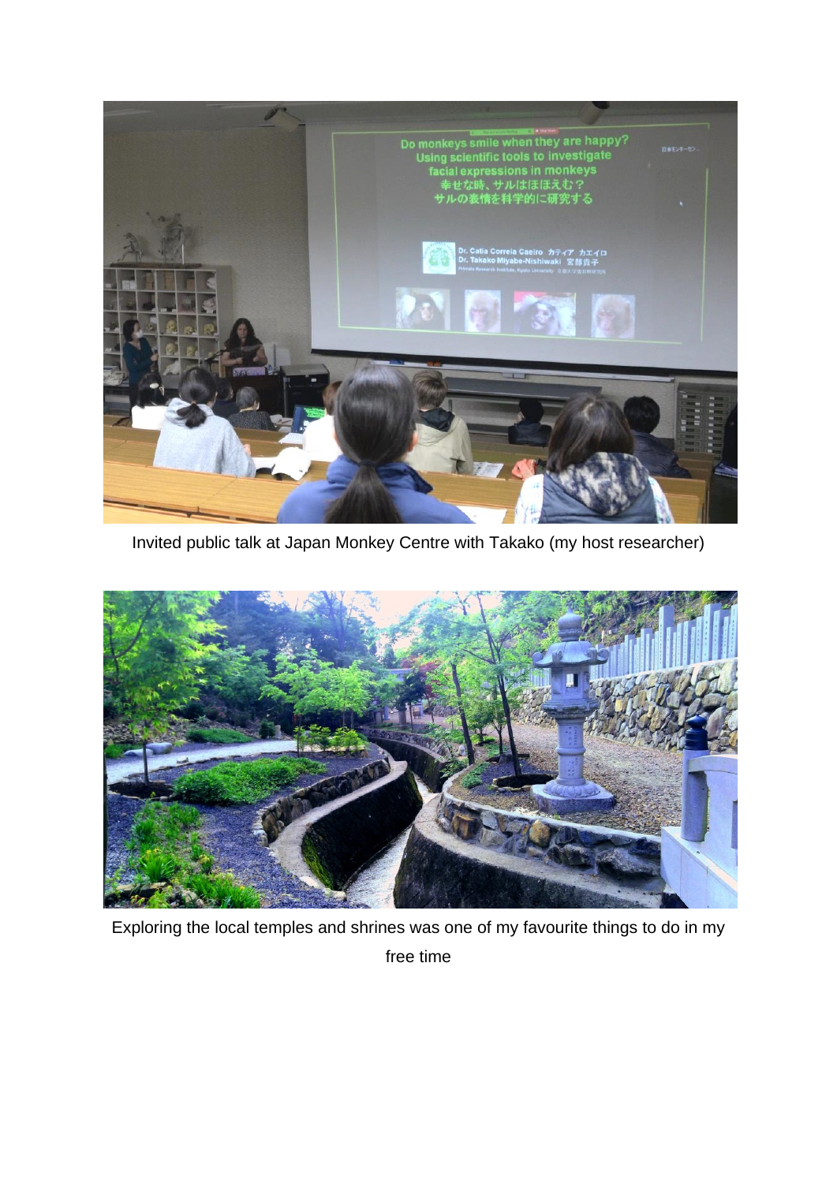Invited public talk at Japan Monkey Centre with Takako (my host researcher)

Exploring the local temples and shrines was one of my favourite things to do in my free time